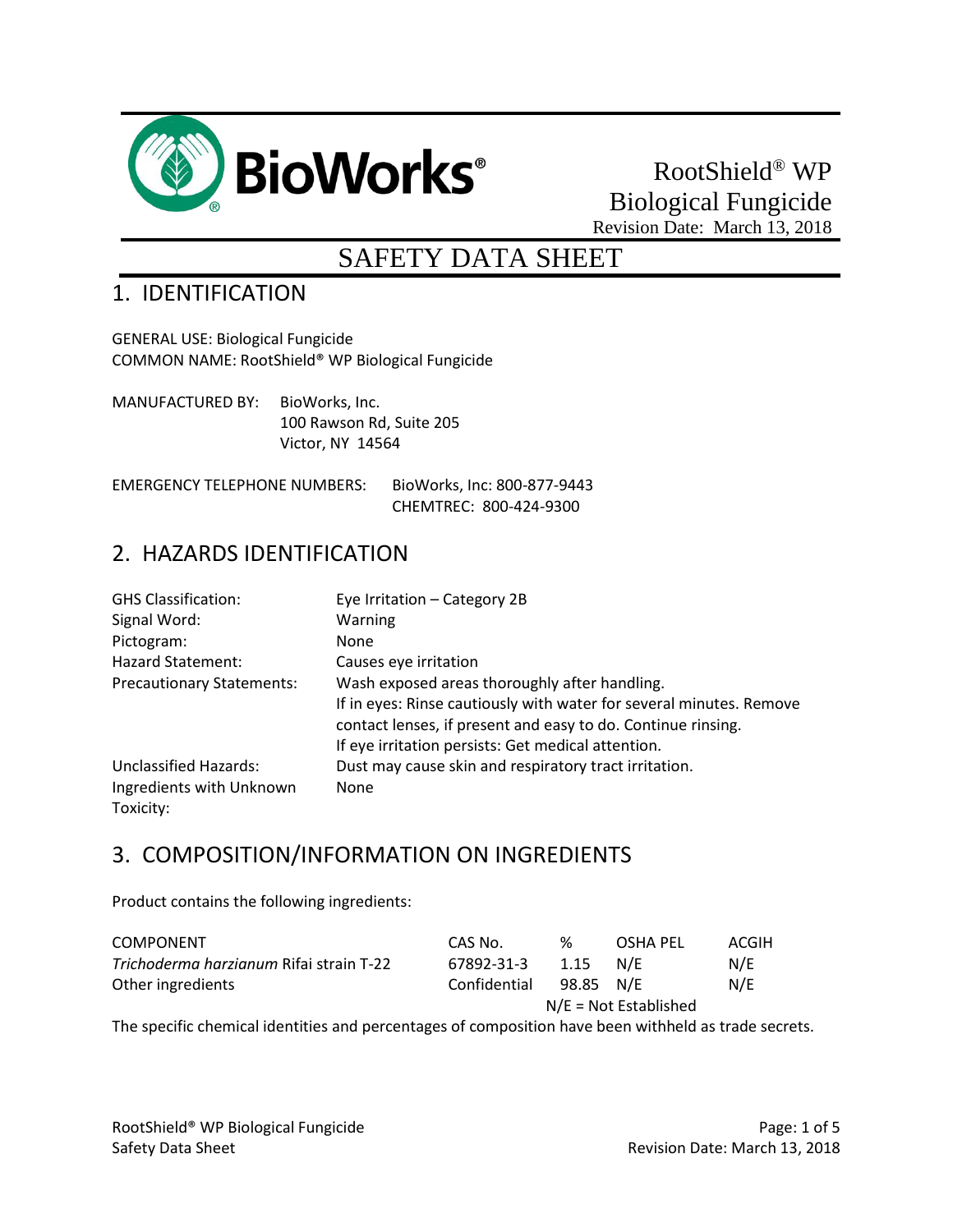BioWorks®

RootShield® WP
Biological Fungicide
Revision Date: March 13, 2018

# SAFETY DATA SHEET

## 1. IDENTIFICATION

GENERAL USE: Biological Fungicide
COMMON NAME: RootShield® WP Biological Fungicide

MANUFACTURED BY: BioWorks, Inc.
100 Rawson Rd, Suite 205
Victor, NY 14564

EMERGENCY TELEPHONE NUMBERS: BioWorks, Inc: 800-877-9443
CHEMTREC: 800-424-9300

## 2. HAZARDS IDENTIFICATION

| | |
|---|---|
| GHS Classification: | Eye Irritation – Category 2B |
| Signal Word: | Warning |
| Pictogram: | None |
| Hazard Statement: | Causes eye irritation |
| Precautionary Statements: | Wash exposed areas thoroughly after handling. If in eyes: Rinse cautiously with water for several minutes. Remove contact lenses, if present and easy to do. Continue rinsing. If eye irritation persists: Get medical attention. |
| Unclassified Hazards: | Dust may cause skin and respiratory tract irritation. |
| Ingredients with Unknown Toxicity: | None |

## 3. COMPOSITION/INFORMATION ON INGREDIENTS

Product contains the following ingredients:

| COMPONENT | CAS No. | % | OSHA PEL | ACGIH |
|---|---|---|---|---|
| *Trichoderma harzianum* Rifai strain T-22 | 67892-31-3 | 1.15 | N/E | N/E |
| Other ingredients | Confidential | 98.85 | N/E | N/E |

N/E = Not Established

The specific chemical identities and percentages of composition have been withheld as trade secrets.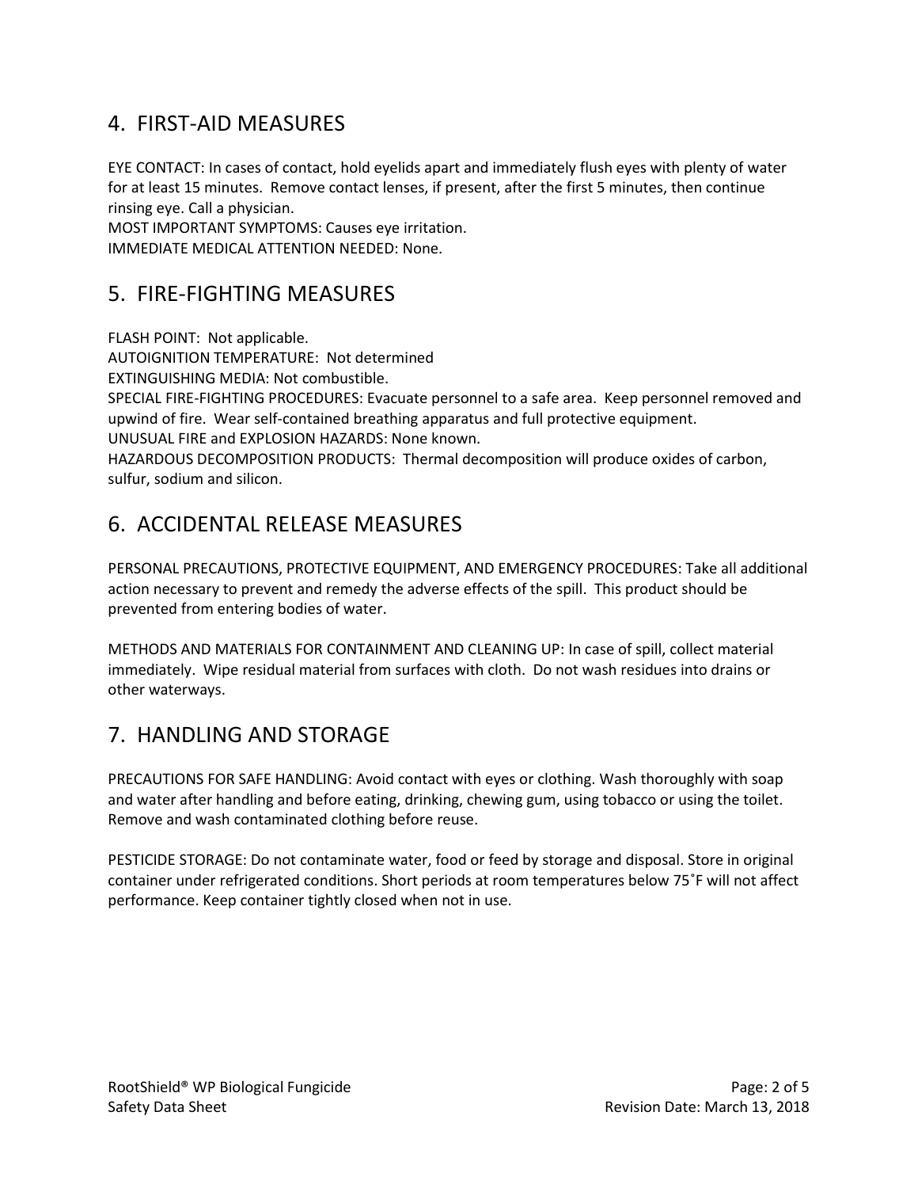## 4. FIRST-AID MEASURES

EYE CONTACT: In cases of contact, hold eyelids apart and immediately flush eyes with plenty of water for at least 15 minutes. Remove contact lenses, if present, after the first 5 minutes, then continue rinsing eye. Call a physician.
MOST IMPORTANT SYMPTOMS: Causes eye irritation.
IMMEDIATE MEDICAL ATTENTION NEEDED: None.

## 5. FIRE-FIGHTING MEASURES

FLASH POINT: Not applicable.
AUTOIGNITION TEMPERATURE: Not determined
EXTINGUISHING MEDIA: Not combustible.
SPECIAL FIRE-FIGHTING PROCEDURES: Evacuate personnel to a safe area. Keep personnel removed and upwind of fire. Wear self-contained breathing apparatus and full protective equipment.
UNUSUAL FIRE and EXPLOSION HAZARDS: None known.
HAZARDOUS DECOMPOSITION PRODUCTS: Thermal decomposition will produce oxides of carbon, sulfur, sodium and silicon.

## 6. ACCIDENTAL RELEASE MEASURES

PERSONAL PRECAUTIONS, PROTECTIVE EQUIPMENT, AND EMERGENCY PROCEDURES: Take all additional action necessary to prevent and remedy the adverse effects of the spill. This product should be prevented from entering bodies of water.

METHODS AND MATERIALS FOR CONTAINMENT AND CLEANING UP: In case of spill, collect material immediately. Wipe residual material from surfaces with cloth. Do not wash residues into drains or other waterways.

## 7. HANDLING AND STORAGE

PRECAUTIONS FOR SAFE HANDLING: Avoid contact with eyes or clothing. Wash thoroughly with soap and water after handling and before eating, drinking, chewing gum, using tobacco or using the toilet. Remove and wash contaminated clothing before reuse.

PESTICIDE STORAGE: Do not contaminate water, food or feed by storage and disposal. Store in original container under refrigerated conditions. Short periods at room temperatures below 75˚F will not affect performance. Keep container tightly closed when not in use.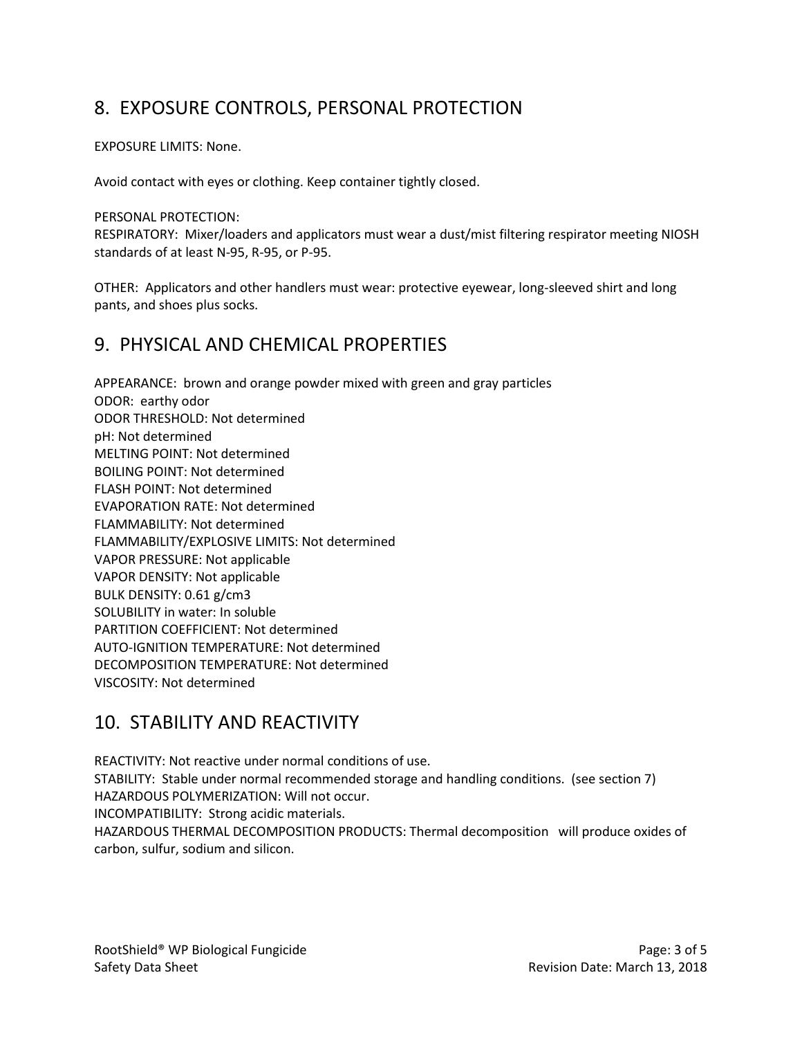## 8. EXPOSURE CONTROLS, PERSONAL PROTECTION

EXPOSURE LIMITS: None.

Avoid contact with eyes or clothing. Keep container tightly closed.

PERSONAL PROTECTION:
RESPIRATORY: Mixer/loaders and applicators must wear a dust/mist filtering respirator meeting NIOSH standards of at least N-95, R-95, or P-95.

OTHER: Applicators and other handlers must wear: protective eyewear, long-sleeved shirt and long pants, and shoes plus socks.

## 9. PHYSICAL AND CHEMICAL PROPERTIES

APPEARANCE: brown and orange powder mixed with green and gray particles
ODOR: earthy odor
ODOR THRESHOLD: Not determined
pH: Not determined
MELTING POINT: Not determined
BOILING POINT: Not determined
FLASH POINT: Not determined
EVAPORATION RATE: Not determined
FLAMMABILITY: Not determined
FLAMMABILITY/EXPLOSIVE LIMITS: Not determined
VAPOR PRESSURE: Not applicable
VAPOR DENSITY: Not applicable
BULK DENSITY: 0.61 g/cm3
SOLUBILITY in water: In soluble
PARTITION COEFFICIENT: Not determined
AUTO-IGNITION TEMPERATURE: Not determined
DECOMPOSITION TEMPERATURE: Not determined
VISCOSITY: Not determined

## 10. STABILITY AND REACTIVITY

REACTIVITY: Not reactive under normal conditions of use.
STABILITY: Stable under normal recommended storage and handling conditions. (see section 7)
HAZARDOUS POLYMERIZATION: Will not occur.
INCOMPATIBILITY: Strong acidic materials.
HAZARDOUS THERMAL DECOMPOSITION PRODUCTS: Thermal decomposition will produce oxides of carbon, sulfur, sodium and silicon.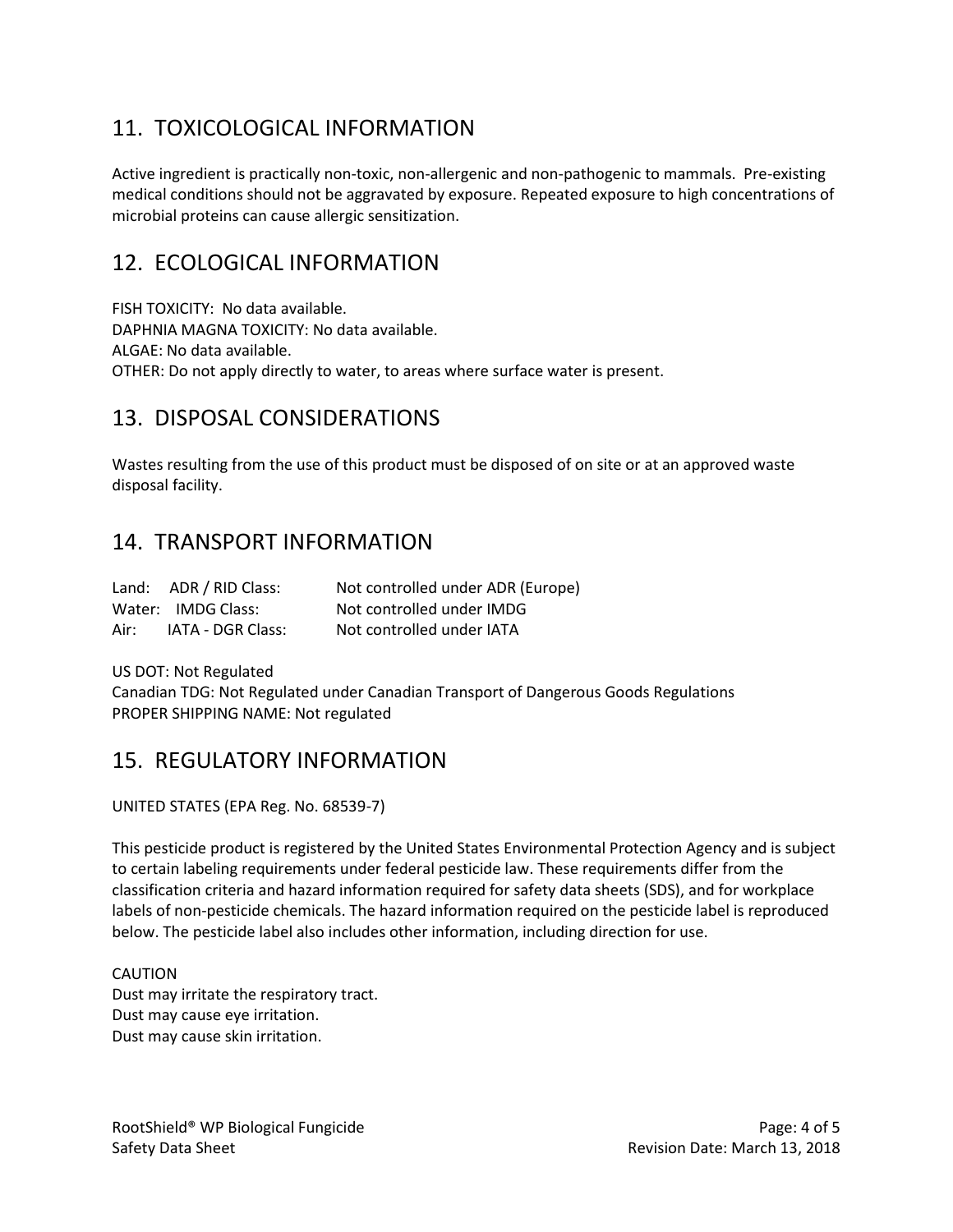## 11. TOXICOLOGICAL INFORMATION

Active ingredient is practically non-toxic, non-allergenic and non-pathogenic to mammals. Pre-existing medical conditions should not be aggravated by exposure. Repeated exposure to high concentrations of microbial proteins can cause allergic sensitization.

## 12. ECOLOGICAL INFORMATION

FISH TOXICITY: No data available.
DAPHNIA MAGNA TOXICITY: No data available.
ALGAE: No data available.
OTHER: Do not apply directly to water, to areas where surface water is present.

## 13. DISPOSAL CONSIDERATIONS

Wastes resulting from the use of this product must be disposed of on site or at an approved waste disposal facility.

## 14. TRANSPORT INFORMATION

| | | |
|---|---|---|
| Land: | ADR / RID Class: | Not controlled under ADR (Europe) |
| Water: | IMDG Class: | Not controlled under IMDG |
| Air: | IATA - DGR Class: | Not controlled under IATA |

US DOT: Not Regulated
Canadian TDG: Not Regulated under Canadian Transport of Dangerous Goods Regulations
PROPER SHIPPING NAME: Not regulated

## 15. REGULATORY INFORMATION

UNITED STATES (EPA Reg. No. 68539-7)

This pesticide product is registered by the United States Environmental Protection Agency and is subject to certain labeling requirements under federal pesticide law. These requirements differ from the classification criteria and hazard information required for safety data sheets (SDS), and for workplace labels of non-pesticide chemicals. The hazard information required on the pesticide label is reproduced below. The pesticide label also includes other information, including direction for use.

CAUTION
Dust may irritate the respiratory tract.
Dust may cause eye irritation.
Dust may cause skin irritation.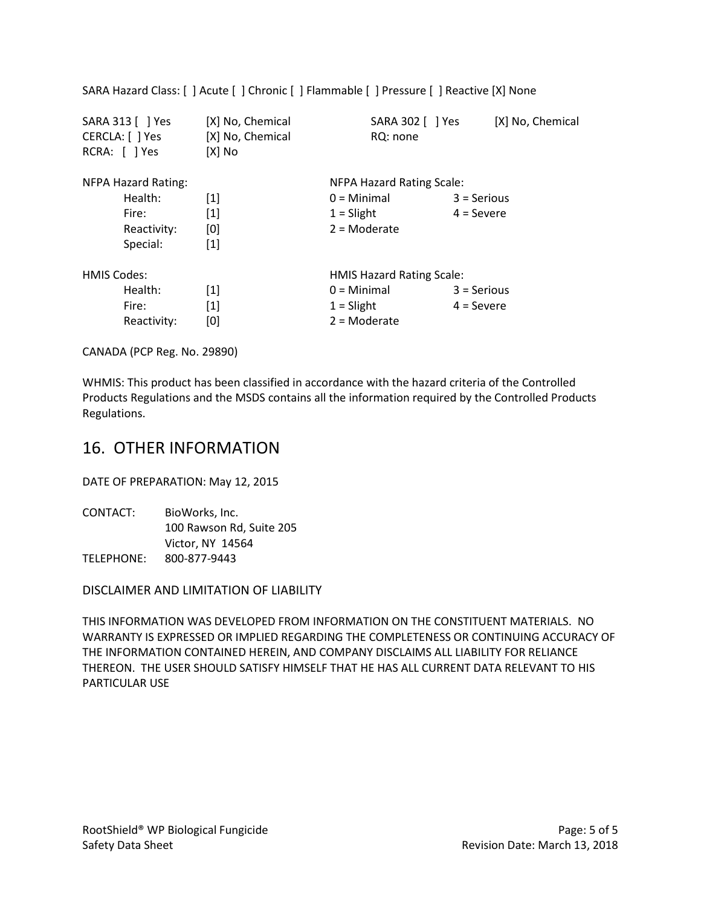SARA Hazard Class: [ ] Acute [ ] Chronic [ ] Flammable [ ] Pressure [ ] Reactive [X] None

| | | | |
|---|---|---|---|
| SARA 313 [ ] Yes | [X] No, Chemical | SARA 302 [ ] Yes | [X] No, Chemical |
| CERCLA: [ ] Yes | [X] No, Chemical | RQ: none | |
| RCRA: [ ] Yes | [X] No | | |

| NFPA Hazard Rating: | | NFPA Hazard Rating Scale: | |
|---|---|---|---|
| Health: | [1] | 0 = Minimal | 3 = Serious |
| Fire: | [1] | 1 = Slight | 4 = Severe |
| Reactivity: | [0] | 2 = Moderate | |
| Special: | [1] | | |

| HMIS Codes: | | HMIS Hazard Rating Scale: | |
|---|---|---|---|
| Health: | [1] | 0 = Minimal | 3 = Serious |
| Fire: | [1] | 1 = Slight | 4 = Severe |
| Reactivity: | [0] | 2 = Moderate | |

CANADA (PCP Reg. No. 29890)

WHMIS: This product has been classified in accordance with the hazard criteria of the Controlled Products Regulations and the MSDS contains all the information required by the Controlled Products Regulations.

## 16. OTHER INFORMATION

DATE OF PREPARATION: May 12, 2015

CONTACT: BioWorks, Inc.
100 Rawson Rd, Suite 205
Victor, NY 14564
TELEPHONE: 800-877-9443

DISCLAIMER AND LIMITATION OF LIABILITY

THIS INFORMATION WAS DEVELOPED FROM INFORMATION ON THE CONSTITUENT MATERIALS. NO WARRANTY IS EXPRESSED OR IMPLIED REGARDING THE COMPLETENESS OR CONTINUING ACCURACY OF THE INFORMATION CONTAINED HEREIN, AND COMPANY DISCLAIMS ALL LIABILITY FOR RELIANCE THEREON. THE USER SHOULD SATISFY HIMSELF THAT HE HAS ALL CURRENT DATA RELEVANT TO HIS PARTICULAR USE